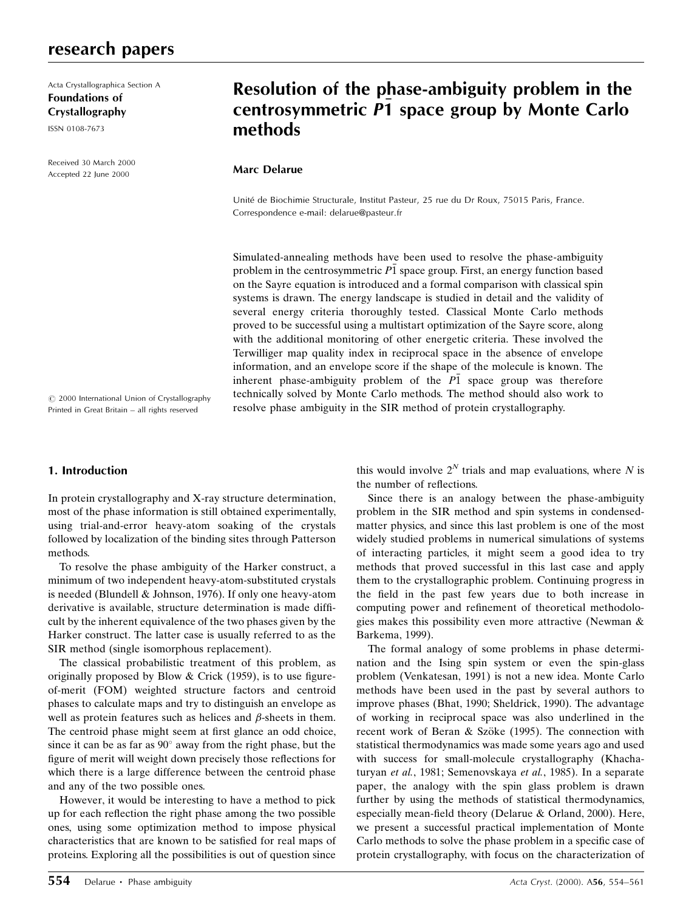Acta Crystallographica Section A
**Foundations of Crystallography**
ISSN 0108-7673

Received 30 March 2000
Accepted 22 June 2000

# Resolution of the phase-ambiguity problem in the centrosymmetric $P\bar{1}$ space group by Monte Carlo methods

**Marc Delarue**

Unité de Biochimie Structurale, Institut Pasteur, 25 rue du Dr Roux, 75015 Paris, France. Correspondence e-mail: delarue@pasteur.fr

Simulated-annealing methods have been used to resolve the phase-ambiguity problem in the centrosymmetric $P\bar{1}$ space group. First, an energy function based on the Sayre equation is introduced and a formal comparison with classical spin systems is drawn. The energy landscape is studied in detail and the validity of several energy criteria thoroughly tested. Classical Monte Carlo methods proved to be successful using a multistart optimization of the Sayre score, along with the additional monitoring of other energetic criteria. These involved the Terwilliger map quality index in reciprocal space in the absence of envelope information, and an envelope score if the shape of the molecule is known. The inherent phase-ambiguity problem of the $P\bar{1}$ space group was therefore technically solved by Monte Carlo methods. The method should also work to resolve phase ambiguity in the SIR method of protein crystallography.

© 2000 International Union of Crystallography
Printed in Great Britain – all rights reserved

## 1. Introduction

In protein crystallography and X-ray structure determination, most of the phase information is still obtained experimentally, using trial-and-error heavy-atom soaking of the crystals followed by localization of the binding sites through Patterson methods.

To resolve the phase ambiguity of the Harker construct, a minimum of two independent heavy-atom-substituted crystals is needed (Blundell & Johnson, 1976). If only one heavy-atom derivative is available, structure determination is made difficult by the inherent equivalence of the two phases given by the Harker construct. The latter case is usually referred to as the SIR method (single isomorphous replacement).

The classical probabilistic treatment of this problem, as originally proposed by Blow & Crick (1959), is to use figure-of-merit (FOM) weighted structure factors and centroid phases to calculate maps and try to distinguish an envelope as well as protein features such as helices and $\beta$-sheets in them. The centroid phase might seem at first glance an odd choice, since it can be as far as 90° away from the right phase, but the figure of merit will weight down precisely those reflections for which there is a large difference between the centroid phase and any of the two possible ones.

However, it would be interesting to have a method to pick up for each reflection the right phase among the two possible ones, using some optimization method to impose physical characteristics that are known to be satisfied for real maps of proteins. Exploring all the possibilities is out of question since this would involve $2^N$ trials and map evaluations, where $N$ is the number of reflections.

Since there is an analogy between the phase-ambiguity problem in the SIR method and spin systems in condensed-matter physics, and since this last problem is one of the most widely studied problems in numerical simulations of systems of interacting particles, it might seem a good idea to try methods that proved successful in this last case and apply them to the crystallographic problem. Continuing progress in the field in the past few years due to both increase in computing power and refinement of theoretical methodologies makes this possibility even more attractive (Newman & Barkema, 1999).

The formal analogy of some problems in phase determination and the Ising spin system or even the spin-glass problem (Venkatesan, 1991) is not a new idea. Monte Carlo methods have been used in the past by several authors to improve phases (Bhat, 1990; Sheldrick, 1990). The advantage of working in reciprocal space was also underlined in the recent work of Beran & Szöke (1995). The connection with statistical thermodynamics was made some years ago and used with success for small-molecule crystallography (Khachaturyan *et al.*, 1981; Semenovskaya *et al.*, 1985). In a separate paper, the analogy with the spin glass problem is drawn further by using the methods of statistical thermodynamics, especially mean-field theory (Delarue & Orland, 2000). Here, we present a successful practical implementation of Monte Carlo methods to solve the phase problem in a specific case of protein crystallography, with focus on the characterization of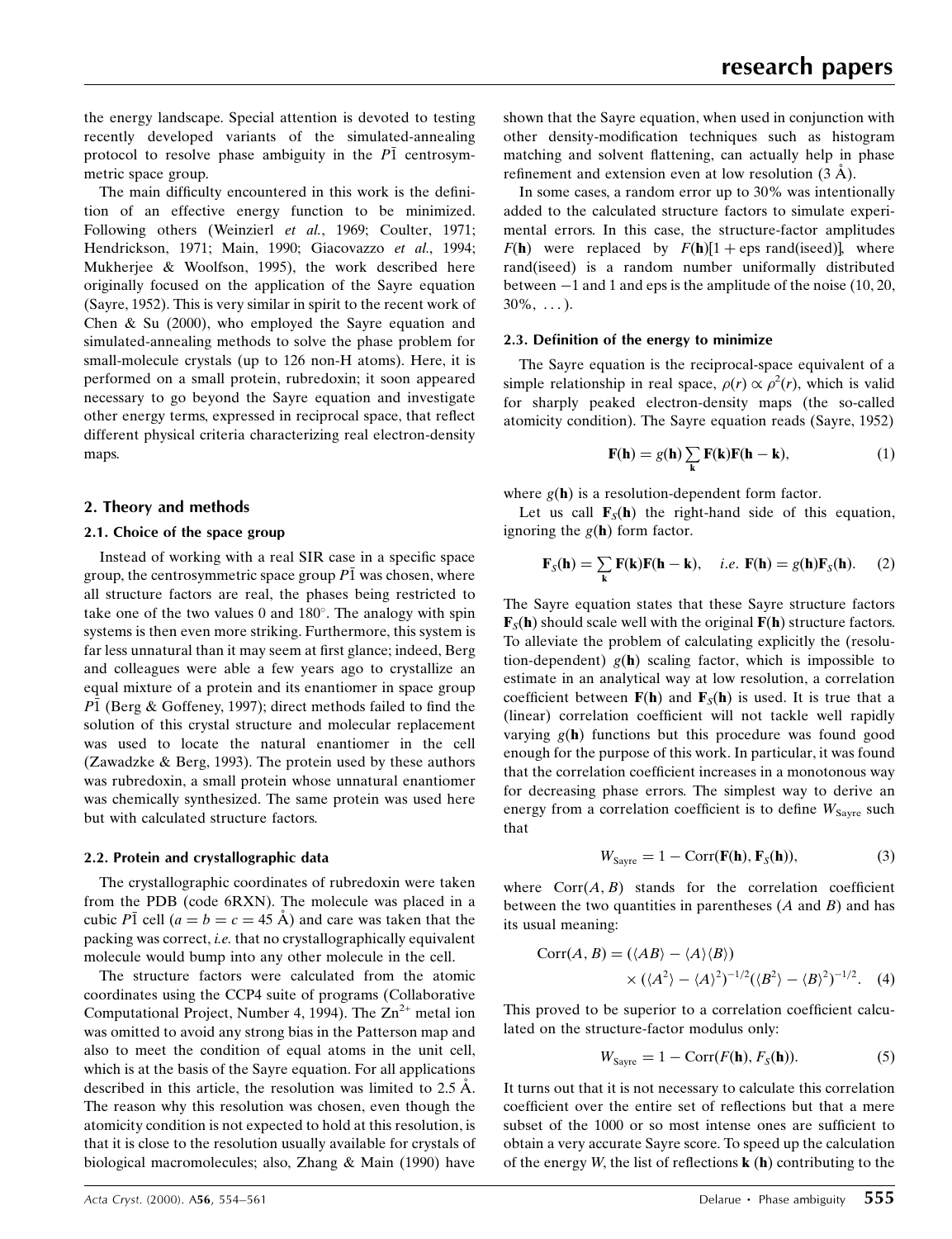the energy landscape. Special attention is devoted to testing recently developed variants of the simulated-annealing protocol to resolve phase ambiguity in the $P\bar{1}$ centrosymmetric space group.

The main difficulty encountered in this work is the definition of an effective energy function to be minimized. Following others (Weinzierl *et al.*, 1969; Coulter, 1971; Hendrickson, 1971; Main, 1990; Giacovazzo *et al.*, 1994; Mukherjee & Woolfson, 1995), the work described here originally focused on the application of the Sayre equation (Sayre, 1952). This is very similar in spirit to the recent work of Chen & Su (2000), who employed the Sayre equation and simulated-annealing methods to solve the phase problem for small-molecule crystals (up to 126 non-H atoms). Here, it is performed on a small protein, rubredoxin; it soon appeared necessary to go beyond the Sayre equation and investigate other energy terms, expressed in reciprocal space, that reflect different physical criteria characterizing real electron-density maps.

## 2. Theory and methods

### 2.1. Choice of the space group

Instead of working with a real SIR case in a specific space group, the centrosymmetric space group $P\bar{1}$ was chosen, where all structure factors are real, the phases being restricted to take one of the two values 0 and 180°. The analogy with spin systems is then even more striking. Furthermore, this system is far less unnatural than it may seem at first glance; indeed, Berg and colleagues were able a few years ago to crystallize an equal mixture of a protein and its enantiomer in space group $P\bar{1}$ (Berg & Goffeney, 1997); direct methods failed to find the solution of this crystal structure and molecular replacement was used to locate the natural enantiomer in the cell (Zawadzke & Berg, 1993). The protein used by these authors was rubredoxin, a small protein whose unnatural enantiomer was chemically synthesized. The same protein was used here but with calculated structure factors.

### 2.2. Protein and crystallographic data

The crystallographic coordinates of rubredoxin were taken from the PDB (code 6RXN). The molecule was placed in a cubic $P\bar{1}$ cell ($a = b = c = 45$ Å) and care was taken that the packing was correct, *i.e.* that no crystallographically equivalent molecule would bump into any other molecule in the cell.

The structure factors were calculated from the atomic coordinates using the CCP4 suite of programs (Collaborative Computational Project, Number 4, 1994). The $Zn^{2+}$ metal ion was omitted to avoid any strong bias in the Patterson map and also to meet the condition of equal atoms in the unit cell, which is at the basis of the Sayre equation. For all applications described in this article, the resolution was limited to 2.5 Å. The reason why this resolution was chosen, even though the atomicity condition is not expected to hold at this resolution, is that it is close to the resolution usually available for crystals of biological macromolecules; also, Zhang & Main (1990) have shown that the Sayre equation, when used in conjunction with other density-modification techniques such as histogram matching and solvent flattening, can actually help in phase refinement and extension even at low resolution (3 Å).

In some cases, a random error up to 30% was intentionally added to the calculated structure factors to simulate experimental errors. In this case, the structure-factor amplitudes $F(\mathbf{h})$ were replaced by $F(\mathbf{h})[1 + \text{eps rand(iseed)}]$, where rand(iseed) is a random number uniformally distributed between −1 and 1 and eps is the amplitude of the noise (10, 20, 30%, ...).

### 2.3. Definition of the energy to minimize

The Sayre equation is the reciprocal-space equivalent of a simple relationship in real space, $\rho(r) \propto \rho^2(r)$, which is valid for sharply peaked electron-density maps (the so-called atomicity condition). The Sayre equation reads (Sayre, 1952)

$$\mathbf{F}(\mathbf{h}) = g(\mathbf{h}) \sum_{\mathbf{k}} \mathbf{F}(\mathbf{k})\mathbf{F}(\mathbf{h} - \mathbf{k}), \tag{1}$$

where $g(\mathbf{h})$ is a resolution-dependent form factor.

Let us call $\mathbf{F}_S(\mathbf{h})$ the right-hand side of this equation, ignoring the $g(\mathbf{h})$ form factor.

$$\mathbf{F}_S(\mathbf{h}) = \sum_{\mathbf{k}} \mathbf{F}(\mathbf{k})\mathbf{F}(\mathbf{h} - \mathbf{k}), \quad i.e.\ \mathbf{F}(\mathbf{h}) = g(\mathbf{h})\mathbf{F}_S(\mathbf{h}). \tag{2}$$

The Sayre equation states that these Sayre structure factors $\mathbf{F}_S(\mathbf{h})$ should scale well with the original $\mathbf{F}(\mathbf{h})$ structure factors. To alleviate the problem of calculating explicitly the (resolution-dependent) $g(\mathbf{h})$ scaling factor, which is impossible to estimate in an analytical way at low resolution, a correlation coefficient between $\mathbf{F}(\mathbf{h})$ and $\mathbf{F}_S(\mathbf{h})$ is used. It is true that a (linear) correlation coefficient will not tackle well rapidly varying $g(\mathbf{h})$ functions but this procedure was found good enough for the purpose of this work. In particular, it was found that the correlation coefficient increases in a monotonous way for decreasing phase errors. The simplest way to derive an energy from a correlation coefficient is to define $W_{\text{Sayre}}$ such that

$$W_{\text{Sayre}} = 1 - \text{Corr}(\mathbf{F}(\mathbf{h}), \mathbf{F}_S(\mathbf{h})), \tag{3}$$

where $\text{Corr}(A, B)$ stands for the correlation coefficient between the two quantities in parentheses ($A$ and $B$) and has its usual meaning:

$$\text{Corr}(A, B) = (\langle AB \rangle - \langle A \rangle \langle B \rangle) \times (\langle A^2 \rangle - \langle A \rangle^2)^{-1/2} (\langle B^2 \rangle - \langle B \rangle^2)^{-1/2}. \tag{4}$$

This proved to be superior to a correlation coefficient calculated on the structure-factor modulus only:

$$W_{\text{Sayre}} = 1 - \text{Corr}(F(\mathbf{h}), F_S(\mathbf{h})). \tag{5}$$

It turns out that it is not necessary to calculate this correlation coefficient over the entire set of reflections but that a mere subset of the 1000 or so most intense ones are sufficient to obtain a very accurate Sayre score. To speed up the calculation of the energy $W$, the list of reflections $\mathbf{k}$ ($\mathbf{h}$) contributing to the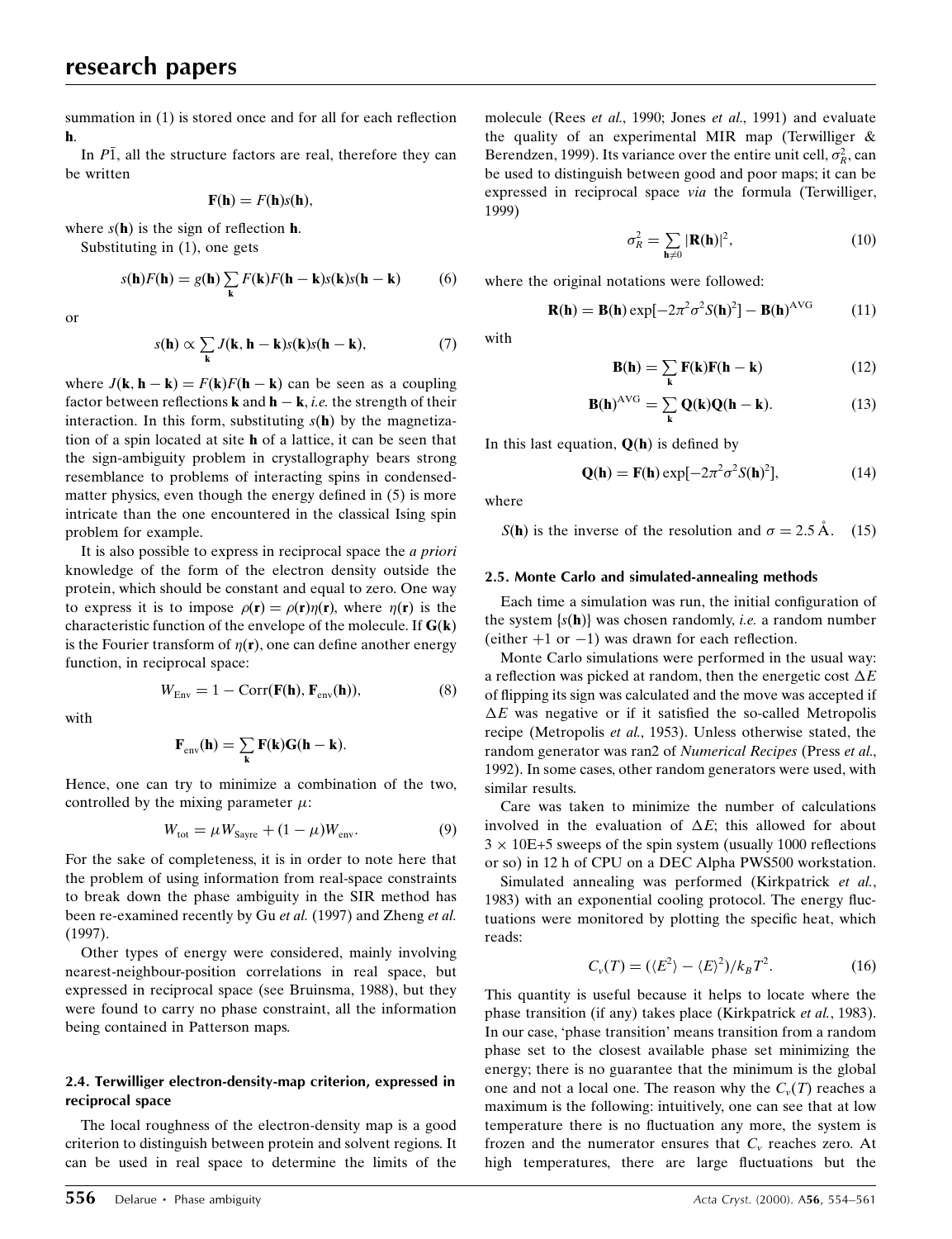summation in (1) is stored once and for all for each reflection **h**.

In $P\bar{1}$, all the structure factors are real, therefore they can be written

$$\mathbf{F}(\mathbf{h}) = F(\mathbf{h})s(\mathbf{h}),$$

where $s(\mathbf{h})$ is the sign of reflection **h**.

Substituting in (1), one gets

$$s(\mathbf{h})F(\mathbf{h}) = g(\mathbf{h}) \sum_{\mathbf{k}} F(\mathbf{k})F(\mathbf{h}-\mathbf{k})s(\mathbf{k})s(\mathbf{h}-\mathbf{k}) \tag{6}$$

or

$$s(\mathbf{h}) \propto \sum_{\mathbf{k}} J(\mathbf{k}, \mathbf{h}-\mathbf{k})s(\mathbf{k})s(\mathbf{h}-\mathbf{k}), \tag{7}$$

where $J(\mathbf{k}, \mathbf{h}-\mathbf{k}) = F(\mathbf{k})F(\mathbf{h}-\mathbf{k})$ can be seen as a coupling factor between reflections **k** and $\mathbf{h}-\mathbf{k}$, *i.e.* the strength of their interaction. In this form, substituting $s(\mathbf{h})$ by the magnetization of a spin located at site **h** of a lattice, it can be seen that the sign-ambiguity problem in crystallography bears strong resemblance to problems of interacting spins in condensed-matter physics, even though the energy defined in (5) is more intricate than the one encountered in the classical Ising spin problem for example.

It is also possible to express in reciprocal space the *a priori* knowledge of the form of the electron density outside the protein, which should be constant and equal to zero. One way to express it is to impose $\rho(\mathbf{r}) = \rho(\mathbf{r})\eta(\mathbf{r})$, where $\eta(\mathbf{r})$ is the characteristic function of the envelope of the molecule. If $\mathbf{G}(\mathbf{k})$ is the Fourier transform of $\eta(\mathbf{r})$, one can define another energy function, in reciprocal space:

$$W_{\rm Env} = 1 - {\rm Corr}(\mathbf{F}(\mathbf{h}), \mathbf{F}_{\rm env}(\mathbf{h})), \tag{8}$$

with

$$\mathbf{F}_{\rm env}(\mathbf{h}) = \sum_{\mathbf{k}} \mathbf{F}(\mathbf{k})\mathbf{G}(\mathbf{h}-\mathbf{k}).$$

Hence, one can try to minimize a combination of the two, controlled by the mixing parameter $\mu$:

$$W_{\rm tot} = \mu W_{\rm Sayre} + (1-\mu)W_{\rm env}. \tag{9}$$

For the sake of completeness, it is in order to note here that the problem of using information from real-space constraints to break down the phase ambiguity in the SIR method has been re-examined recently by Gu *et al.* (1997) and Zheng *et al.* (1997).

Other types of energy were considered, mainly involving nearest-neighbour-position correlations in real space, but expressed in reciprocal space (see Bruinsma, 1988), but they were found to carry no phase constraint, all the information being contained in Patterson maps.

### 2.4. Terwilliger electron-density-map criterion, expressed in reciprocal space

The local roughness of the electron-density map is a good criterion to distinguish between protein and solvent regions. It can be used in real space to determine the limits of the molecule (Rees *et al.*, 1990; Jones *et al.*, 1991) and evaluate the quality of an experimental MIR map (Terwilliger & Berendzen, 1999). Its variance over the entire unit cell, $\sigma_R^2$, can be used to distinguish between good and poor maps; it can be expressed in reciprocal space *via* the formula (Terwilliger, 1999)

$$\sigma_R^2 = \sum_{\mathbf{h}\neq 0} |\mathbf{R}(\mathbf{h})|^2, \tag{10}$$

where the original notations were followed:

$$\mathbf{R}(\mathbf{h}) = \mathbf{B}(\mathbf{h})\exp[-2\pi^2\sigma^2 S(\mathbf{h})^2] - \mathbf{B}(\mathbf{h})^{\rm AVG} \tag{11}$$

with

$$\mathbf{B}(\mathbf{h}) = \sum_{\mathbf{k}} \mathbf{F}(\mathbf{k})\mathbf{F}(\mathbf{h}-\mathbf{k}) \tag{12}$$

$$\mathbf{B}(\mathbf{h})^{\rm AVG} = \sum_{\mathbf{k}} \mathbf{Q}(\mathbf{k})\mathbf{Q}(\mathbf{h}-\mathbf{k}). \tag{13}$$

In this last equation, $\mathbf{Q}(\mathbf{h})$ is defined by

$$\mathbf{Q}(\mathbf{h}) = \mathbf{F}(\mathbf{h})\exp[-2\pi^2\sigma^2 S(\mathbf{h})^2], \tag{14}$$

where

$$S(\mathbf{h}) \text{ is the inverse of the resolution and } \sigma = 2.5\,\text{Å}. \tag{15}$$

### 2.5. Monte Carlo and simulated-annealing methods

Each time a simulation was run, the initial configuration of the system $\{s(\mathbf{h})\}$ was chosen randomly, *i.e.* a random number (either +1 or −1) was drawn for each reflection.

Monte Carlo simulations were performed in the usual way: a reflection was picked at random, then the energetic cost $\Delta E$ of flipping its sign was calculated and the move was accepted if $\Delta E$ was negative or if it satisfied the so-called Metropolis recipe (Metropolis *et al.*, 1953). Unless otherwise stated, the random generator was ran2 of *Numerical Recipes* (Press *et al.*, 1992). In some cases, other random generators were used, with similar results.

Care was taken to minimize the number of calculations involved in the evaluation of $\Delta E$; this allowed for about $3 \times 10$E+5 sweeps of the spin system (usually 1000 reflections or so) in 12 h of CPU on a DEC Alpha PWS500 workstation.

Simulated annealing was performed (Kirkpatrick *et al.*, 1983) with an exponential cooling protocol. The energy fluctuations were monitored by plotting the specific heat, which reads:

$$C_v(T) = (\langle E^2\rangle - \langle E\rangle^2)/k_B T^2. \tag{16}$$

This quantity is useful because it helps to locate where the phase transition (if any) takes place (Kirkpatrick *et al.*, 1983). In our case, 'phase transition' means transition from a random phase set to the closest available phase set minimizing the energy; there is no guarantee that the minimum is the global one and not a local one. The reason why the $C_v(T)$ reaches a maximum is the following: intuitively, one can see that at low temperature there is no fluctuation any more, the system is frozen and the numerator ensures that $C_v$ reaches zero. At high temperatures, there are large fluctuations but the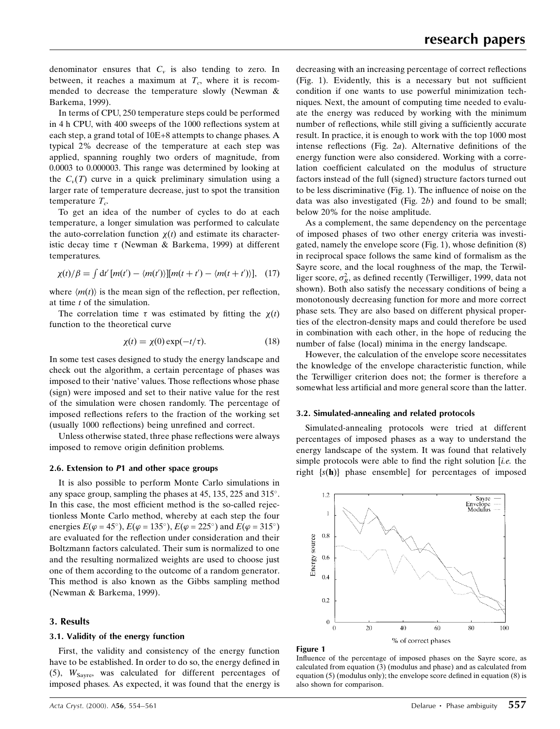denominator ensures that $C_v$ is also tending to zero. In between, it reaches a maximum at $T_c$, where it is recommended to decrease the temperature slowly (Newman & Barkema, 1999).

In terms of CPU, 250 temperature steps could be performed in 4 h CPU, with 400 sweeps of the 1000 reflections system at each step, a grand total of 10E+8 attempts to change phases. A typical 2% decrease of the temperature at each step was applied, spanning roughly two orders of magnitude, from 0.0003 to 0.000003. This range was determined by looking at the $C_v(T)$ curve in a quick preliminary simulation using a larger rate of temperature decrease, just to spot the transition temperature $T_c$.

To get an idea of the number of cycles to do at each temperature, a longer simulation was performed to calculate the auto-correlation function $\chi(t)$ and estimate its characteristic decay time $\tau$ (Newman & Barkema, 1999) at different temperatures.

$$\chi(t)/\beta = \textstyle\int \mathrm{d}t' \, [m(t') - \langle m(t')\rangle][m(t+t') - \langle m(t+t')\rangle], \quad (17)$$

where $\langle m(t)\rangle$ is the mean sign of the reflection, per reflection, at time $t$ of the simulation.

The correlation time $\tau$ was estimated by fitting the $\chi(t)$ function to the theoretical curve

$$\chi(t) = \chi(0)\exp(-t/\tau). \quad (18)$$

In some test cases designed to study the energy landscape and check out the algorithm, a certain percentage of phases was imposed to their 'native' values. Those reflections whose phase (sign) were imposed and set to their native value for the rest of the simulation were chosen randomly. The percentage of imposed reflections refers to the fraction of the working set (usually 1000 reflections) being unrefined and correct.

Unless otherwise stated, three phase reflections were always imposed to remove origin definition problems.

### 2.6. Extension to *P*1 and other space groups

It is also possible to perform Monte Carlo simulations in any space group, sampling the phases at 45, 135, 225 and 315°. In this case, the most efficient method is the so-called rejectionless Monte Carlo method, whereby at each step the four energies $E(\varphi = 45^\circ)$, $E(\varphi = 135^\circ)$, $E(\varphi = 225^\circ)$ and $E(\varphi = 315^\circ)$ are evaluated for the reflection under consideration and their Boltzmann factors calculated. Their sum is normalized to one and the resulting normalized weights are used to choose just one of them according to the outcome of a random generator. This method is also known as the Gibbs sampling method (Newman & Barkema, 1999).

## 3. Results

### 3.1. Validity of the energy function

First, the validity and consistency of the energy function have to be established. In order to do so, the energy defined in (5), $W_{\rm Sayre}$, was calculated for different percentages of imposed phases. As expected, it was found that the energy is decreasing with an increasing percentage of correct reflections (Fig. 1). Evidently, this is a necessary but not sufficient condition if one wants to use powerful minimization techniques. Next, the amount of computing time needed to evaluate the energy was reduced by working with the minimum number of reflections, while still giving a sufficiently accurate result. In practice, it is enough to work with the top 1000 most intense reflections (Fig. 2*a*). Alternative definitions of the energy function were also considered. Working with a correlation coefficient calculated on the modulus of structure factors instead of the full (signed) structure factors turned out to be less discriminative (Fig. 1). The influence of noise on the data was also investigated (Fig. 2*b*) and found to be small; below 20% for the noise amplitude.

As a complement, the same dependency on the percentage of imposed phases of two other energy criteria was investigated, namely the envelope score (Fig. 1), whose definition (8) in reciprocal space follows the same kind of formalism as the Sayre score, and the local roughness of the map, the Terwilliger score, $\sigma_R^2$, as defined recently (Terwilliger, 1999, data not shown). Both also satisfy the necessary conditions of being a monotonously decreasing function for more and more correct phase sets. They are also based on different physical properties of the electron-density maps and could therefore be used in combination with each other, in the hope of reducing the number of false (local) minima in the energy landscape.

However, the calculation of the envelope score necessitates the knowledge of the envelope characteristic function, while the Terwilliger criterion does not; the former is therefore a somewhat less artificial and more general score than the latter.

### 3.2. Simulated-annealing and related protocols

Simulated-annealing protocols were tried at different percentages of imposed phases as a way to understand the energy landscape of the system. It was found that relatively simple protocols were able to find the right solution [*i.e.* the right $\{s(\mathbf{h})\}$ phase ensemble] for percentages of imposed

**Figure 1**
Influence of the percentage of imposed phases on the Sayre score, as calculated from equation (3) (modulus and phase) and as calculated from equation (5) (modulus only); the envelope score defined in equation (8) is also shown for comparison.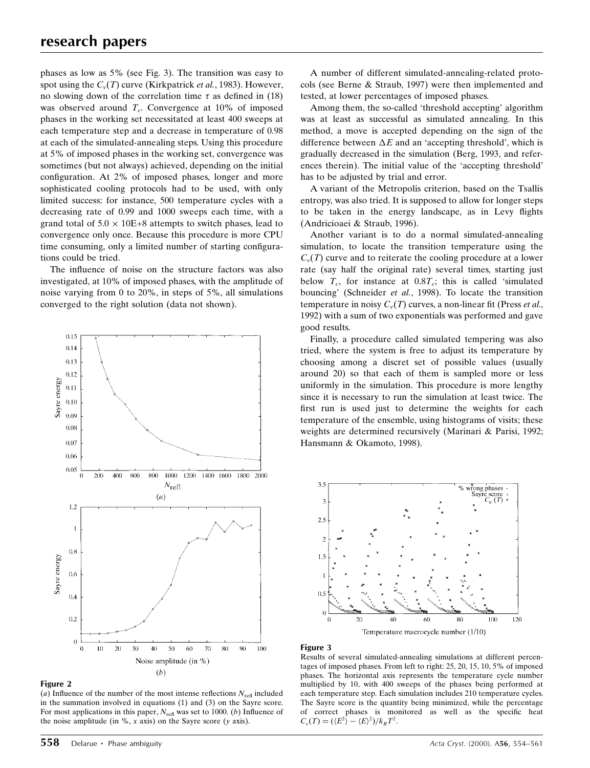phases as low as 5% (see Fig. 3). The transition was easy to spot using the $C_v(T)$ curve (Kirkpatrick *et al.*, 1983). However, no slowing down of the correlation time $\tau$ as defined in (18) was observed around $T_c$. Convergence at 10% of imposed phases in the working set necessitated at least 400 sweeps at each temperature step and a decrease in temperature of 0.98 at each of the simulated-annealing steps. Using this procedure at 5% of imposed phases in the working set, convergence was sometimes (but not always) achieved, depending on the initial configuration. At 2% of imposed phases, longer and more sophisticated cooling protocols had to be used, with only limited success: for instance, 500 temperature cycles with a decreasing rate of 0.99 and 1000 sweeps each time, with a grand total of $5.0 \times 10E{+}8$ attempts to switch phases, lead to convergence only once. Because this procedure is more CPU time consuming, only a limited number of starting configurations could be tried.

The influence of noise on the structure factors was also investigated, at 10% of imposed phases, with the amplitude of noise varying from 0 to 20%, in steps of 5%, all simulations converged to the right solution (data not shown).

**Figure 2**
(*a*) Influence of the number of the most intense reflections $N_{\rm refl}$ included in the summation involved in equations (1) and (3) on the Sayre score. For most applications in this paper, $N_{\rm refl}$ was set to 1000. (*b*) Influence of the noise amplitude (in %, *x* axis) on the Sayre score (*y* axis).

A number of different simulated-annealing-related protocols (see Berne & Straub, 1997) were then implemented and tested, at lower percentages of imposed phases.

Among them, the so-called 'threshold accepting' algorithm was at least as successful as simulated annealing. In this method, a move is accepted depending on the sign of the difference between $\Delta E$ and an 'accepting threshold', which is gradually decreased in the simulation (Berg, 1993, and references therein). The initial value of the 'accepting threshold' has to be adjusted by trial and error.

A variant of the Metropolis criterion, based on the Tsallis entropy, was also tried. It is supposed to allow for longer steps to be taken in the energy landscape, as in Levy flights (Andricioaei & Straub, 1996).

Another variant is to do a normal simulated-annealing simulation, to locate the transition temperature using the $C_v(T)$ curve and to reiterate the cooling procedure at a lower rate (say half the original rate) several times, starting just below $T_c$, for instance at $0.8T_c$; this is called 'simulated bouncing' (Schneider *et al.*, 1998). To locate the transition temperature in noisy $C_v(T)$ curves, a non-linear fit (Press *et al.*, 1992) with a sum of two exponentials was performed and gave good results.

Finally, a procedure called simulated tempering was also tried, where the system is free to adjust its temperature by choosing among a discret set of possible values (usually around 20) so that each of them is sampled more or less uniformly in the simulation. This procedure is more lengthy since it is necessary to run the simulation at least twice. The first run is used just to determine the weights for each temperature of the ensemble, using histograms of visits; these weights are determined recursively (Marinari & Parisi, 1992; Hansmann & Okamoto, 1998).

**Figure 3**
Results of several simulated-annealing simulations at different percentages of imposed phases. From left to right: 25, 20, 15, 10, 5% of imposed phases. The horizontal axis represents the temperature cycle number multiplied by 10, with 400 sweeps of the phases being performed at each temperature step. Each simulation includes 210 temperature cycles. The Sayre score is the quantity being minimized, while the percentage of correct phases is monitored as well as the specific heat $C_v(T) = (\langle E^2\rangle - \langle E\rangle^2)/k_BT^2$.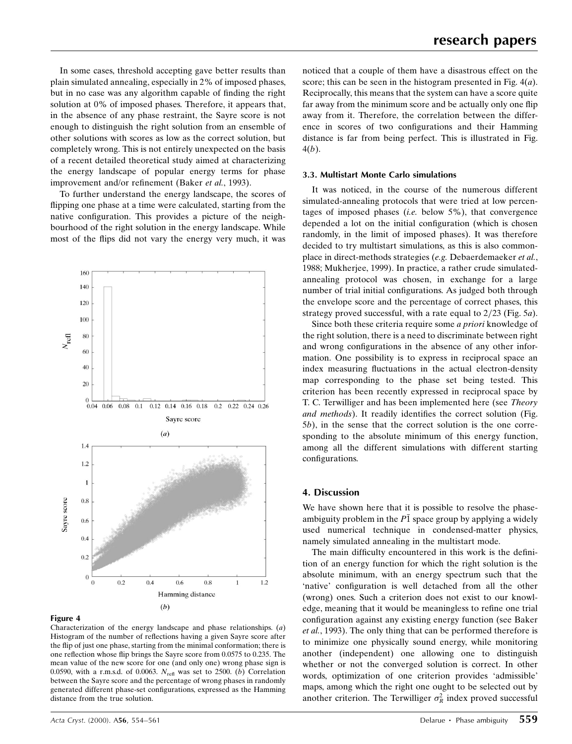In some cases, threshold accepting gave better results than plain simulated annealing, especially in 2% of imposed phases, but in no case was any algorithm capable of finding the right solution at 0% of imposed phases. Therefore, it appears that, in the absence of any phase restraint, the Sayre score is not enough to distinguish the right solution from an ensemble of other solutions with scores as low as the correct solution, but completely wrong. This is not entirely unexpected on the basis of a recent detailed theoretical study aimed at characterizing the energy landscape of popular energy terms for phase improvement and/or refinement (Baker *et al.*, 1993).

To further understand the energy landscape, the scores of flipping one phase at a time were calculated, starting from the native configuration. This provides a picture of the neighbourhood of the right solution in the energy landscape. While most of the flips did not vary the energy very much, it was noticed that a couple of them have a disastrous effect on the score; this can be seen in the histogram presented in Fig. 4(*a*). Reciprocally, this means that the system can have a score quite far away from the minimum score and be actually only one flip away from it. Therefore, the correlation between the difference in scores of two configurations and their Hamming distance is far from being perfect. This is illustrated in Fig. 4(*b*).

**Figure 4**
Characterization of the energy landscape and phase relationships. (*a*) Histogram of the number of reflections having a given Sayre score after the flip of just one phase, starting from the minimal conformation; there is one reflection whose flip brings the Sayre score from 0.0575 to 0.235. The mean value of the new score for one (and only one) wrong phase sign is 0.0590, with a r.m.s.d. of 0.0063. $N_{\rm refl}$ was set to 2500. (*b*) Correlation between the Sayre score and the percentage of wrong phases in randomly generated different phase-set configurations, expressed as the Hamming distance from the true solution.

### 3.3. Multistart Monte Carlo simulations

It was noticed, in the course of the numerous different simulated-annealing protocols that were tried at low percentages of imposed phases (*i.e.* below 5%), that convergence depended a lot on the initial configuration (which is chosen randomly, in the limit of imposed phases). It was therefore decided to try multistart simulations, as this is also commonplace in direct-methods strategies (*e.g.* Debaerdemaeker *et al.*, 1988; Mukherjee, 1999). In practice, a rather crude simulated-annealing protocol was chosen, in exchange for a large number of trial initial configurations. As judged both through the envelope score and the percentage of correct phases, this strategy proved successful, with a rate equal to 2/23 (Fig. 5*a*).

Since both these criteria require some *a priori* knowledge of the right solution, there is a need to discriminate between right and wrong configurations in the absence of any other information. One possibility is to express in reciprocal space an index measuring fluctuations in the actual electron-density map corresponding to the phase set being tested. This criterion has been recently expressed in reciprocal space by T. C. Terwilliger and has been implemented here (see *Theory and methods*). It readily identifies the correct solution (Fig. 5*b*), in the sense that the correct solution is the one corresponding to the absolute minimum of this energy function, among all the different simulations with different starting configurations.

## 4. Discussion

We have shown here that it is possible to resolve the phase-ambiguity problem in the $P\bar{1}$ space group by applying a widely used numerical technique in condensed-matter physics, namely simulated annealing in the multistart mode.

The main difficulty encountered in this work is the definition of an energy function for which the right solution is the absolute minimum, with an energy spectrum such that the 'native' configuration is well detached from all the other (wrong) ones. Such a criterion does not exist to our knowledge, meaning that it would be meaningless to refine one trial configuration against any existing energy function (see Baker *et al.*, 1993). The only thing that can be performed therefore is to minimize one physically sound energy, while monitoring another (independent) one allowing one to distinguish whether or not the converged solution is correct. In other words, optimization of one criterion provides 'admissible' maps, among which the right one ought to be selected out by another criterion. The Terwilliger $\sigma_R^2$ index proved successful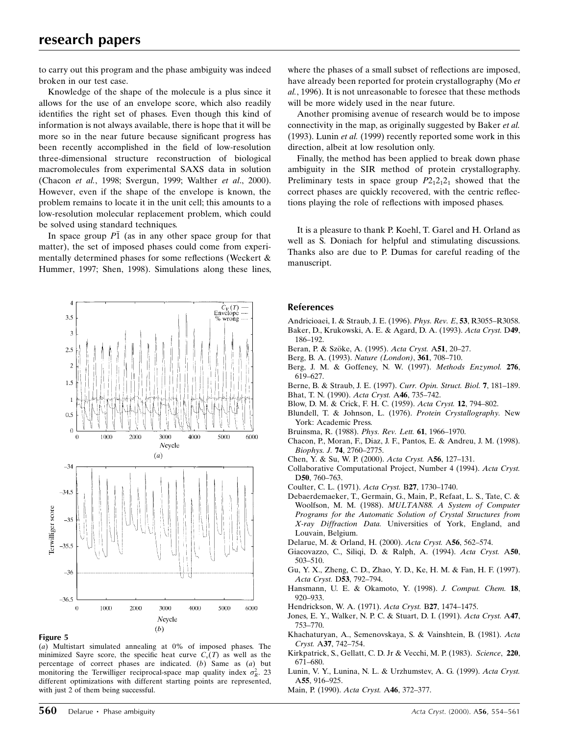to carry out this program and the phase ambiguity was indeed broken in our test case.

Knowledge of the shape of the molecule is a plus since it allows for the use of an envelope score, which also readily identifies the right set of phases. Even though this kind of information is not always available, there is hope that it will be more so in the near future because significant progress has been recently accomplished in the field of low-resolution three-dimensional structure reconstruction of biological macromolecules from experimental SAXS data in solution (Chacon *et al.*, 1998; Svergun, 1999; Walther *et al.*, 2000). However, even if the shape of the envelope is known, the problem remains to locate it in the unit cell; this amounts to a low-resolution molecular replacement problem, which could be solved using standard techniques.

In space group $P\bar{1}$ (as in any other space group for that matter), the set of imposed phases could come from experimentally determined phases for some reflections (Weckert & Hummer, 1997; Shen, 1998). Simulations along these lines, where the phases of a small subset of reflections are imposed, have already been reported for protein crystallography (Mo *et al.*, 1996). It is not unreasonable to foresee that these methods will be more widely used in the near future.

Another promising avenue of research would be to impose connectivity in the map, as originally suggested by Baker *et al.* (1993). Lunin *et al.* (1999) recently reported some work in this direction, albeit at low resolution only.

Finally, the method has been applied to break down phase ambiguity in the SIR method of protein crystallography. Preliminary tests in space group $P2_12_12_1$ showed that the correct phases are quickly recovered, with the centric reflections playing the role of reflections with imposed phases.

It is a pleasure to thank P. Koehl, T. Garel and H. Orland as well as S. Doniach for helpful and stimulating discussions. Thanks also are due to P. Dumas for careful reading of the manuscript.

**Figure 5**

(*a*) Multistart simulated annealing at 0% of imposed phases. The minimized Sayre score, the specific heat curve $C_v(T)$ as well as the percentage of correct phases are indicated. (*b*) Same as (*a*) but monitoring the Terwilliger reciprocal-space map quality index $\sigma_R^2$. 23 different optimizations with different starting points are represented, with just 2 of them being successful.

## References

Andricioaei, I. & Straub, J. E. (1996). *Phys. Rev. E*, **53**, R3055–R3058.

Baker, D., Krukowski, A. E. & Agard, D. A. (1993). *Acta Cryst.* D**49**, 186–192.

Beran, P. & Szöke, A. (1995). *Acta Cryst.* A**51**, 20–27.

Berg, B. A. (1993). *Nature (London)*, **361**, 708–710.

Berg, J. M. & Goffeney, N. W. (1997). *Methods Enzymol.* **276**, 619–627.

Berne, B. & Straub, J. E. (1997). *Curr. Opin. Struct. Biol.* **7**, 181–189.

Bhat, T. N. (1990). *Acta Cryst.* A**46**, 735–742.

Blow, D. M. & Crick, F. H. C. (1959). *Acta Cryst.* **12**, 794–802.

Blundell, T. & Johnson, L. (1976). *Protein Crystallography*. New York: Academic Press.

Bruinsma, R. (1988). *Phys. Rev. Lett.* **61**, 1966–1970.

Chacon, P., Moran, F., Diaz, J. F., Pantos, E. & Andreu, J. M. (1998). *Biophys. J.* **74**, 2760–2775.

Chen, Y. & Su, W. P. (2000). *Acta Cryst.* A**56**, 127–131.

Collaborative Computational Project, Number 4 (1994). *Acta Cryst.* D**50**, 760–763.

Coulter, C. L. (1971). *Acta Cryst.* B**27**, 1730–1740.

Debaerdemaeker, T., Germain, G., Main, P., Refaat, L. S., Tate, C. & Woolfson, M. M. (1988). *MULTAN88. A System of Computer Programs for the Automatic Solution of Crystal Structures from X-ray Diffraction Data.* Universities of York, England, and Louvain, Belgium.

Delarue, M. & Orland, H. (2000). *Acta Cryst.* A**56**, 562–574.

Giacovazzo, C., Siliqi, D. & Ralph, A. (1994). *Acta Cryst.* A**50**, 503–510.

Gu, Y. X., Zheng, C. D., Zhao, Y. D., Ke, H. M. & Fan, H. F. (1997). *Acta Cryst.* D**53**, 792–794.

Hansmann, U. E. & Okamoto, Y. (1998). *J. Comput. Chem.* **18**, 920–933.

Hendrickson, W. A. (1971). *Acta Cryst.* B**27**, 1474–1475.

Jones, E. Y., Walker, N. P. C. & Stuart, D. I. (1991). *Acta Cryst.* A**47**, 753–770.

Khachaturyan, A., Semenovskaya, S. & Vainshtein, B. (1981). *Acta Cryst.* A**37**, 742–754.

Kirkpatrick, S., Gellatt, C. D. Jr & Vecchi, M. P. (1983). *Science*, **220**, 671–680.

Lunin, V. Y., Lunina, N. L. & Urzhumstev, A. G. (1999). *Acta Cryst.* A**55**, 916–925.

Main, P. (1990). *Acta Cryst.* A**46**, 372–377.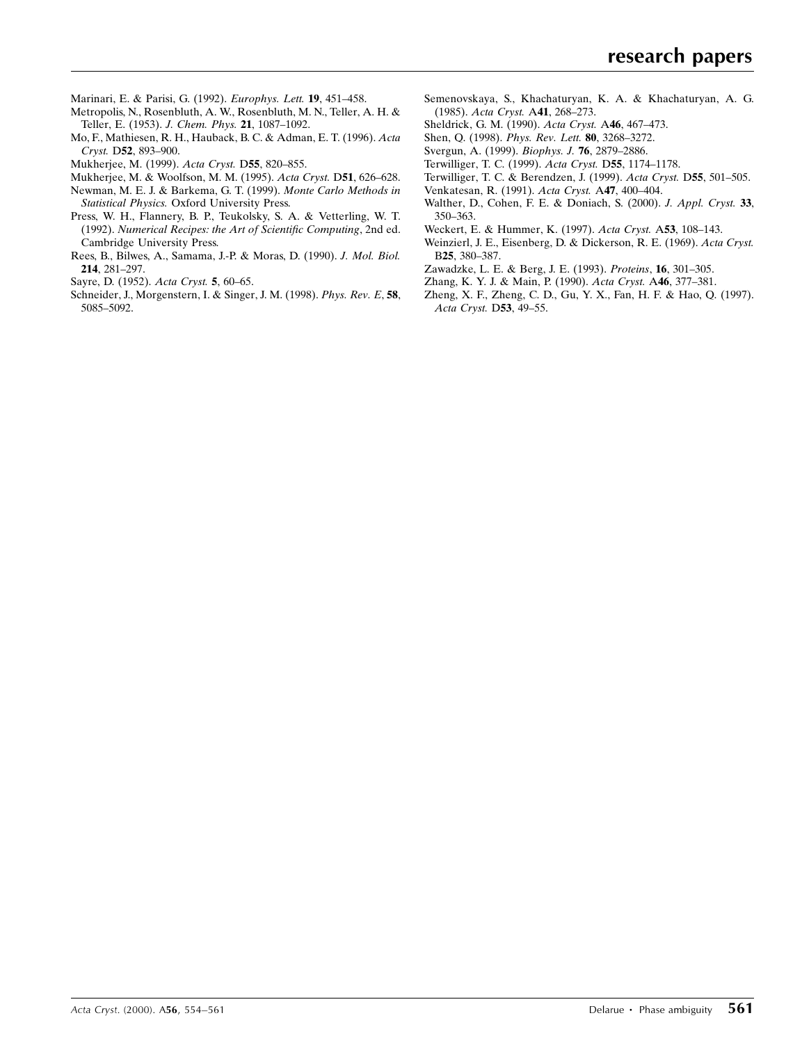Marinari, E. & Parisi, G. (1992). *Europhys. Lett.* **19**, 451–458.

Metropolis, N., Rosenbluth, A. W., Rosenbluth, M. N., Teller, A. H. & Teller, E. (1953). *J. Chem. Phys.* **21**, 1087–1092.

Mo, F., Mathiesen, R. H., Hauback, B. C. & Adman, E. T. (1996). *Acta Cryst.* D**52**, 893–900.

Mukherjee, M. (1999). *Acta Cryst.* D**55**, 820–855.

Mukherjee, M. & Woolfson, M. M. (1995). *Acta Cryst.* D**51**, 626–628.

Newman, M. E. J. & Barkema, G. T. (1999). *Monte Carlo Methods in Statistical Physics.* Oxford University Press.

Press, W. H., Flannery, B. P., Teukolsky, S. A. & Vetterling, W. T. (1992). *Numerical Recipes: the Art of Scientific Computing*, 2nd ed. Cambridge University Press.

Rees, B., Bilwes, A., Samama, J.-P. & Moras, D. (1990). *J. Mol. Biol.* **214**, 281–297.

Sayre, D. (1952). *Acta Cryst.* **5**, 60–65.

Schneider, J., Morgenstern, I. & Singer, J. M. (1998). *Phys. Rev. E*, **58**, 5085–5092.

Semenovskaya, S., Khachaturyan, K. A. & Khachaturyan, A. G. (1985). *Acta Cryst.* A**41**, 268–273.

Sheldrick, G. M. (1990). *Acta Cryst.* A**46**, 467–473.

Shen, Q. (1998). *Phys. Rev. Lett.* **80**, 3268–3272.

Svergun, A. (1999). *Biophys. J.* **76**, 2879–2886.

Terwilliger, T. C. (1999). *Acta Cryst.* D**55**, 1174–1178.

Terwilliger, T. C. & Berendzen, J. (1999). *Acta Cryst.* D**55**, 501–505.

Venkatesan, R. (1991). *Acta Cryst.* A**47**, 400–404.

Walther, D., Cohen, F. E. & Doniach, S. (2000). *J. Appl. Cryst.* **33**, 350–363.

Weckert, E. & Hummer, K. (1997). *Acta Cryst.* A**53**, 108–143.

Weinzierl, J. E., Eisenberg, D. & Dickerson, R. E. (1969). *Acta Cryst.* B**25**, 380–387.

Zawadzke, L. E. & Berg, J. E. (1993). *Proteins*, **16**, 301–305.

Zhang, K. Y. J. & Main, P. (1990). *Acta Cryst.* A**46**, 377–381.

Zheng, X. F., Zheng, C. D., Gu, Y. X., Fan, H. F. & Hao, Q. (1997). *Acta Cryst.* D**53**, 49–55.